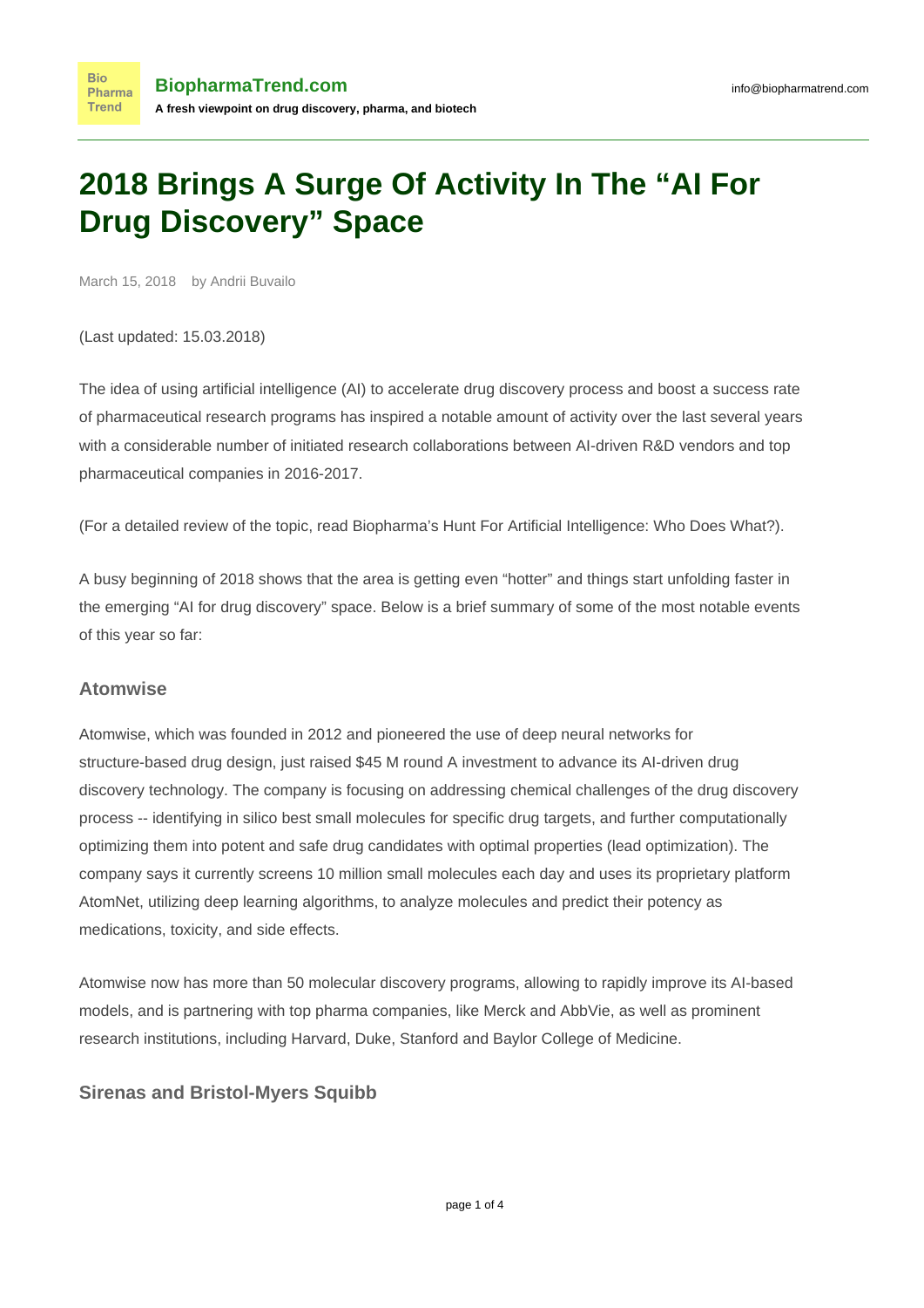# 2018 Brings A Surge Of Activity In The “AI For Drug Discovery” Space

March 15, 2018 by Andrii Buvailo

(Last updated: 15.03.2018)

The idea of using artificial intelligence (AI) to accelerate drug discovery process and boost a success rate of pharmaceutical research programs has inspired a notable amount of activity over the last several years with a considerable number of initiated research collaborations between AI-driven R&D vendors and top pharmaceutical companies in 2016-2017.

(For a detailed review of the topic, read Biopharma’s Hunt For Artificial Intelligence: Who Does What?).

A busy beginning of 2018 shows that the area is getting even “hotter” and things start unfolding faster in the emerging “AI for drug discovery” space. Below is a brief summary of some of the most notable events of this year so far:

### Atomwise

Atomwise, which was founded in 2012 and pioneered the use of deep neural networks for structure-based drug design, just raised $45 M round A investment to advance its AI-driven drug discovery technology. The company is focusing on addressing chemical challenges of the drug discovery process -- identifying in silico best small molecules for specific drug targets, and further computationally optimizing them into potent and safe drug candidates with optimal properties (lead optimization). The company says it currently screens 10 million small molecules each day and uses its proprietary platform AtomNet, utilizing deep learning algorithms, to analyze molecules and predict their potency as medications, toxicity, and side effects.

Atomwise now has more than 50 molecular discovery programs, allowing to rapidly improve its AI-based models, and is partnering with top pharma companies, like Merck and AbbVie, as well as prominent research institutions, including Harvard, Duke, Stanford and Baylor College of Medicine.

### Sirenas and Bristol-Myers Squibb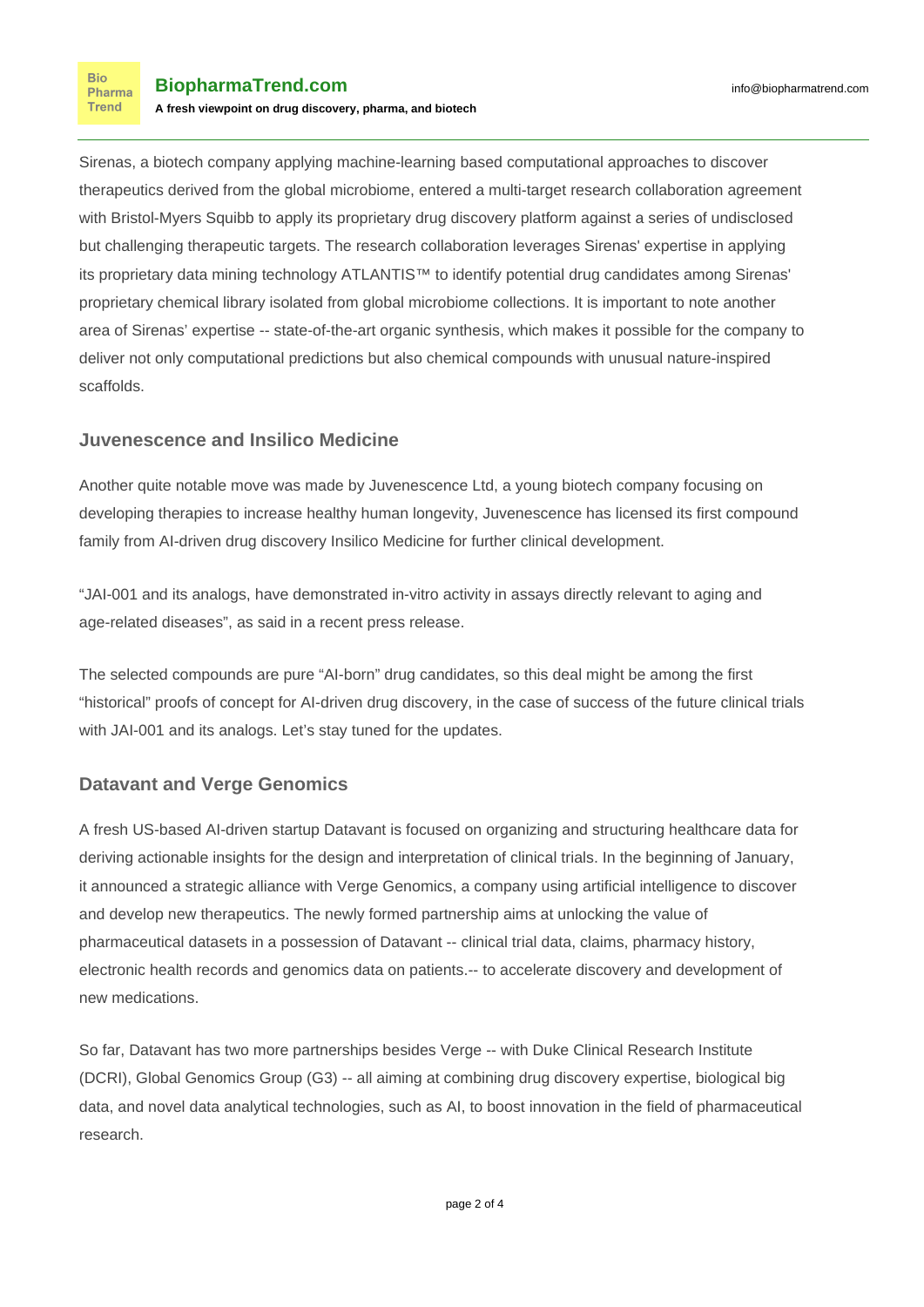Sirenas, a biotech company applying machine-learning based computational approaches to discover therapeutics derived from the global microbiome, entered a multi-target research collaboration agreement with Bristol-Myers Squibb to apply its proprietary drug discovery platform against a series of undisclosed but challenging therapeutic targets. The research collaboration leverages Sirenas' expertise in applying its proprietary data mining technology ATLANTIS™ to identify potential drug candidates among Sirenas' proprietary chemical library isolated from global microbiome collections. It is important to note another area of Sirenas' expertise -- state-of-the-art organic synthesis, which makes it possible for the company to deliver not only computational predictions but also chemical compounds with unusual nature-inspired scaffolds.

## Juvenescence and Insilico Medicine

Another quite notable move was made by Juvenescence Ltd, a young biotech company focusing on developing therapies to increase healthy human longevity, Juvenescence has licensed its first compound family from AI-driven drug discovery Insilico Medicine for further clinical development.

“JAI-001 and its analogs, have demonstrated in-vitro activity in assays directly relevant to aging and age-related diseases”, as said in a recent press release.

The selected compounds are pure “AI-born” drug candidates, so this deal might be among the first “historical” proofs of concept for AI-driven drug discovery, in the case of success of the future clinical trials with JAI-001 and its analogs. Let’s stay tuned for the updates.

## Datavant and Verge Genomics

A fresh US-based AI-driven startup Datavant is focused on organizing and structuring healthcare data for deriving actionable insights for the design and interpretation of clinical trials. In the beginning of January, it announced a strategic alliance with Verge Genomics, a company using artificial intelligence to discover and develop new therapeutics. The newly formed partnership aims at unlocking the value of pharmaceutical datasets in a possession of Datavant -- clinical trial data, claims, pharmacy history, electronic health records and genomics data on patients.-- to accelerate discovery and development of new medications.

So far, Datavant has two more partnerships besides Verge -- with Duke Clinical Research Institute (DCRI), Global Genomics Group (G3) -- all aiming at combining drug discovery expertise, biological big data, and novel data analytical technologies, such as AI, to boost innovation in the field of pharmaceutical research.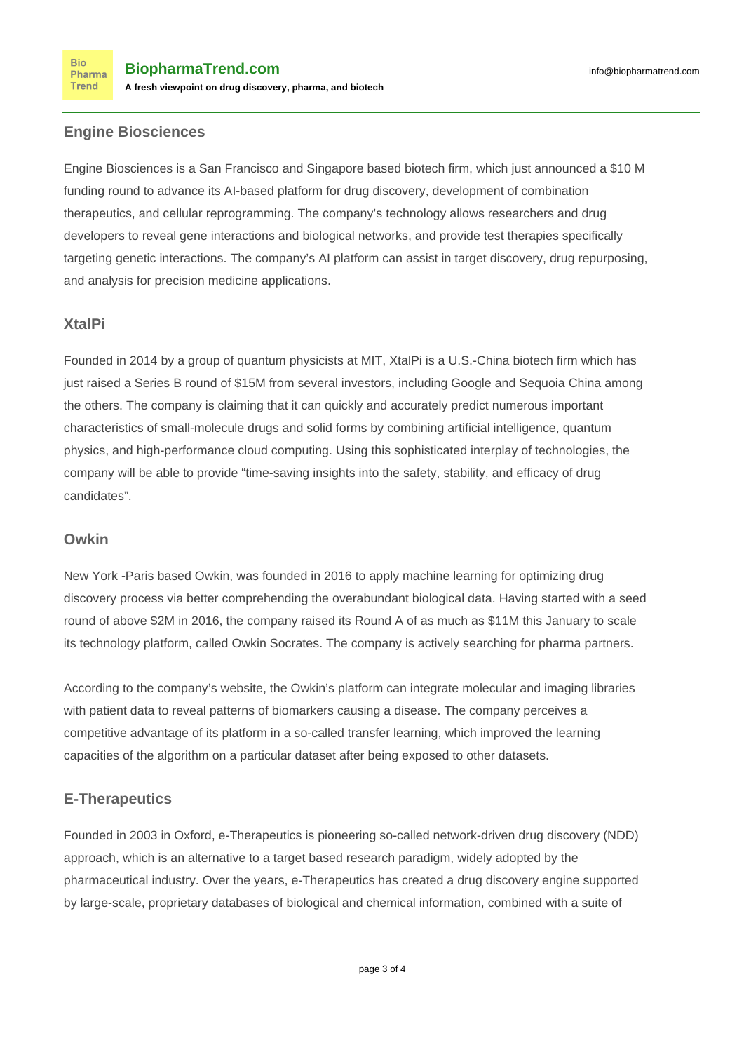### Engine Biosciences

Engine Biosciences is a San Francisco and Singapore based biotech firm, which just announced a $10 M funding round to advance its AI-based platform for drug discovery, development of combination therapeutics, and cellular reprogramming. The company's technology allows researchers and drug developers to reveal gene interactions and biological networks, and provide test therapies specifically targeting genetic interactions. The company's AI platform can assist in target discovery, drug repurposing, and analysis for precision medicine applications.

### XtalPi

Founded in 2014 by a group of quantum physicists at MIT, XtalPi is a U.S.-China biotech firm which has just raised a Series B round of $15M from several investors, including Google and Sequoia China among the others. The company is claiming that it can quickly and accurately predict numerous important characteristics of small-molecule drugs and solid forms by combining artificial intelligence, quantum physics, and high-performance cloud computing. Using this sophisticated interplay of technologies, the company will be able to provide "time-saving insights into the safety, stability, and efficacy of drug candidates".

### Owkin

New York -Paris based Owkin, was founded in 2016 to apply machine learning for optimizing drug discovery process via better comprehending the overabundant biological data. Having started with a seed round of above $2M in 2016, the company raised its Round A of as much as $11M this January to scale its technology platform, called Owkin Socrates. The company is actively searching for pharma partners.

According to the company's website, the Owkin's platform can integrate molecular and imaging libraries with patient data to reveal patterns of biomarkers causing a disease. The company perceives a competitive advantage of its platform in a so-called transfer learning, which improved the learning capacities of the algorithm on a particular dataset after being exposed to other datasets.

### E-Therapeutics

Founded in 2003 in Oxford, e-Therapeutics is pioneering so-called network-driven drug discovery (NDD) approach, which is an alternative to a target based research paradigm, widely adopted by the pharmaceutical industry. Over the years, e-Therapeutics has created a drug discovery engine supported by large-scale, proprietary databases of biological and chemical information, combined with a suite of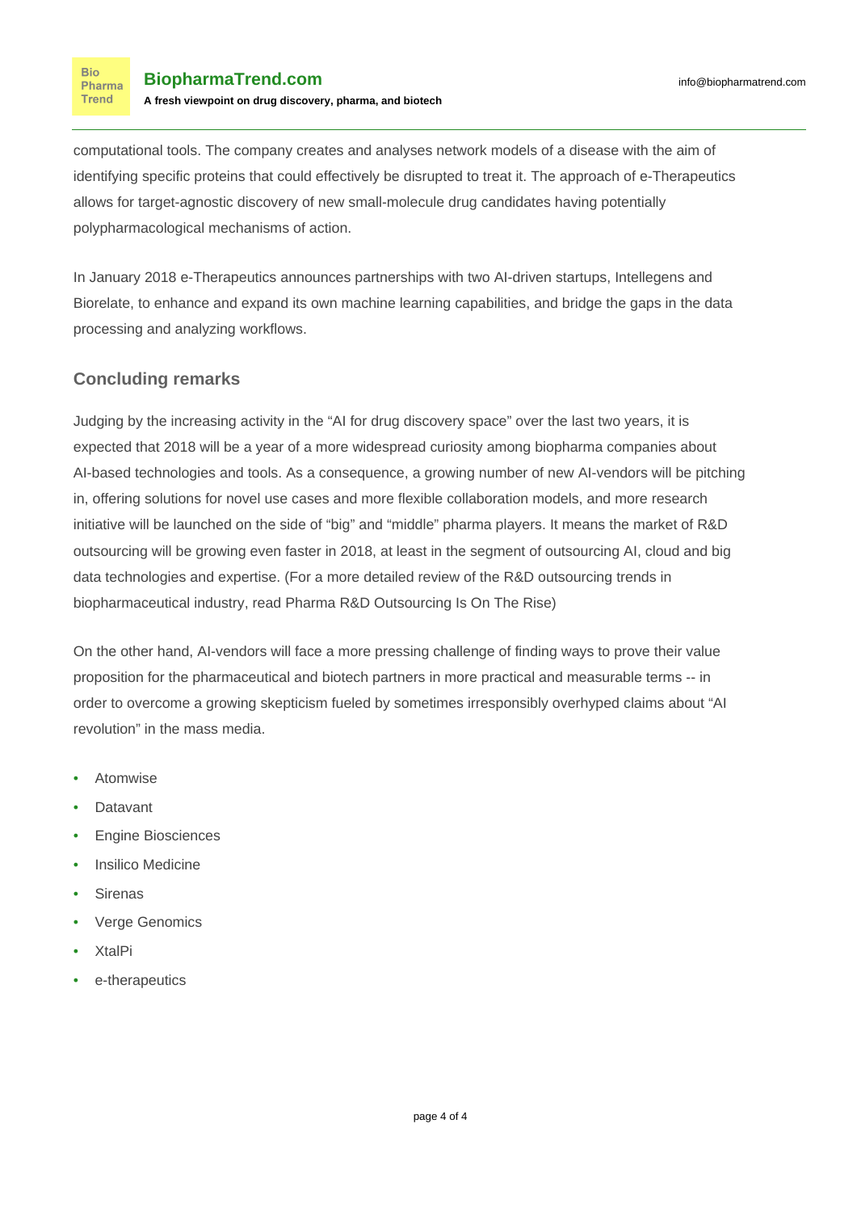computational tools. The company creates and analyses network models of a disease with the aim of identifying specific proteins that could effectively be disrupted to treat it. The approach of e-Therapeutics allows for target-agnostic discovery of new small-molecule drug candidates having potentially polypharmacological mechanisms of action.

In January 2018 e-Therapeutics announces partnerships with two AI-driven startups, Intellegens and Biorelate, to enhance and expand its own machine learning capabilities, and bridge the gaps in the data processing and analyzing workflows.

## Concluding remarks

Judging by the increasing activity in the “AI for drug discovery space” over the last two years, it is expected that 2018 will be a year of a more widespread curiosity among biopharma companies about AI-based technologies and tools. As a consequence, a growing number of new AI-vendors will be pitching in, offering solutions for novel use cases and more flexible collaboration models, and more research initiative will be launched on the side of “big” and “middle” pharma players. It means the market of R&D outsourcing will be growing even faster in 2018, at least in the segment of outsourcing AI, cloud and big data technologies and expertise. (For a more detailed review of the R&D outsourcing trends in biopharmaceutical industry, read Pharma R&D Outsourcing Is On The Rise)

On the other hand, AI-vendors will face a more pressing challenge of finding ways to prove their value proposition for the pharmaceutical and biotech partners in more practical and measurable terms -- in order to overcome a growing skepticism fueled by sometimes irresponsibly overhyped claims about “AI revolution” in the mass media.

- Atomwise
- Datavant
- Engine Biosciences
- Insilico Medicine
- Sirenas
- Verge Genomics
- XtalPi
- e-therapeutics